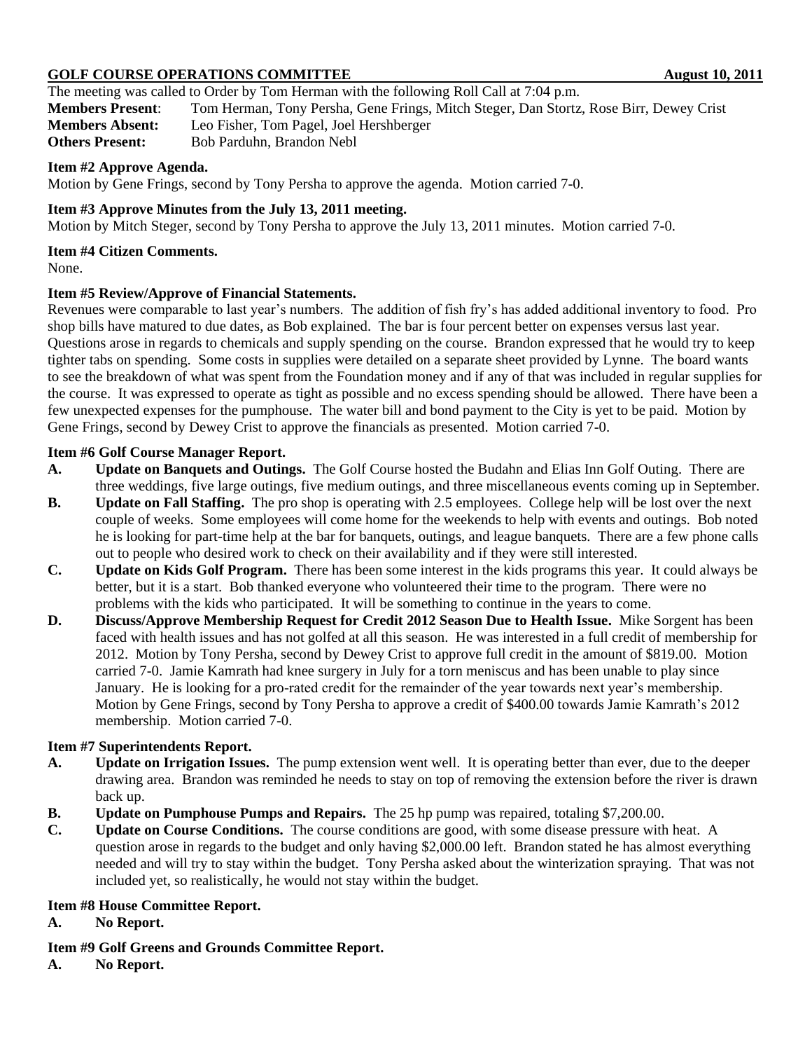**GOLF COURSE OPERATIONS COMMITTEE** **August 10, 2011**

The meeting was called to Order by Tom Herman with the following Roll Call at 7:04 p.m.

**Members Present**: Tom Herman, Tony Persha, Gene Frings, Mitch Steger, Dan Stortz, Rose Birr, Dewey Crist
**Members Absent:** Leo Fisher, Tom Pagel, Joel Hershberger
**Others Present:** Bob Parduhn, Brandon Nebl

**Item #2 Approve Agenda.**
Motion by Gene Frings, second by Tony Persha to approve the agenda. Motion carried 7-0.

**Item #3 Approve Minutes from the July 13, 2011 meeting.**
Motion by Mitch Steger, second by Tony Persha to approve the July 13, 2011 minutes. Motion carried 7-0.

**Item #4 Citizen Comments.**
None.

**Item #5 Review/Approve of Financial Statements.**
Revenues were comparable to last year's numbers. The addition of fish fry's has added additional inventory to food. Pro shop bills have matured to due dates, as Bob explained. The bar is four percent better on expenses versus last year. Questions arose in regards to chemicals and supply spending on the course. Brandon expressed that he would try to keep tighter tabs on spending. Some costs in supplies were detailed on a separate sheet provided by Lynne. The board wants to see the breakdown of what was spent from the Foundation money and if any of that was included in regular supplies for the course. It was expressed to operate as tight as possible and no excess spending should be allowed. There have been a few unexpected expenses for the pumphouse. The water bill and bond payment to the City is yet to be paid. Motion by Gene Frings, second by Dewey Crist to approve the financials as presented. Motion carried 7-0.

**Item #6 Golf Course Manager Report.**

**A. Update on Banquets and Outings.** The Golf Course hosted the Budahn and Elias Inn Golf Outing. There are three weddings, five large outings, five medium outings, and three miscellaneous events coming up in September.

**B. Update on Fall Staffing.** The pro shop is operating with 2.5 employees. College help will be lost over the next couple of weeks. Some employees will come home for the weekends to help with events and outings. Bob noted he is looking for part-time help at the bar for banquets, outings, and league banquets. There are a few phone calls out to people who desired work to check on their availability and if they were still interested.

**C. Update on Kids Golf Program.** There has been some interest in the kids programs this year. It could always be better, but it is a start. Bob thanked everyone who volunteered their time to the program. There were no problems with the kids who participated. It will be something to continue in the years to come.

**D. Discuss/Approve Membership Request for Credit 2012 Season Due to Health Issue.** Mike Sorgent has been faced with health issues and has not golfed at all this season. He was interested in a full credit of membership for 2012. Motion by Tony Persha, second by Dewey Crist to approve full credit in the amount of $819.00. Motion carried 7-0. Jamie Kamrath had knee surgery in July for a torn meniscus and has been unable to play since January. He is looking for a pro-rated credit for the remainder of the year towards next year's membership. Motion by Gene Frings, second by Tony Persha to approve a credit of $400.00 towards Jamie Kamrath's 2012 membership. Motion carried 7-0.

**Item #7 Superintendents Report.**

**A. Update on Irrigation Issues.** The pump extension went well. It is operating better than ever, due to the deeper drawing area. Brandon was reminded he needs to stay on top of removing the extension before the river is drawn back up.

**B. Update on Pumphouse Pumps and Repairs.** The 25 hp pump was repaired, totaling $7,200.00.

**C. Update on Course Conditions.** The course conditions are good, with some disease pressure with heat. A question arose in regards to the budget and only having $2,000.00 left. Brandon stated he has almost everything needed and will try to stay within the budget. Tony Persha asked about the winterization spraying. That was not included yet, so realistically, he would not stay within the budget.

**Item #8 House Committee Report.**

**A. No Report.**

**Item #9 Golf Greens and Grounds Committee Report.**

**A. No Report.**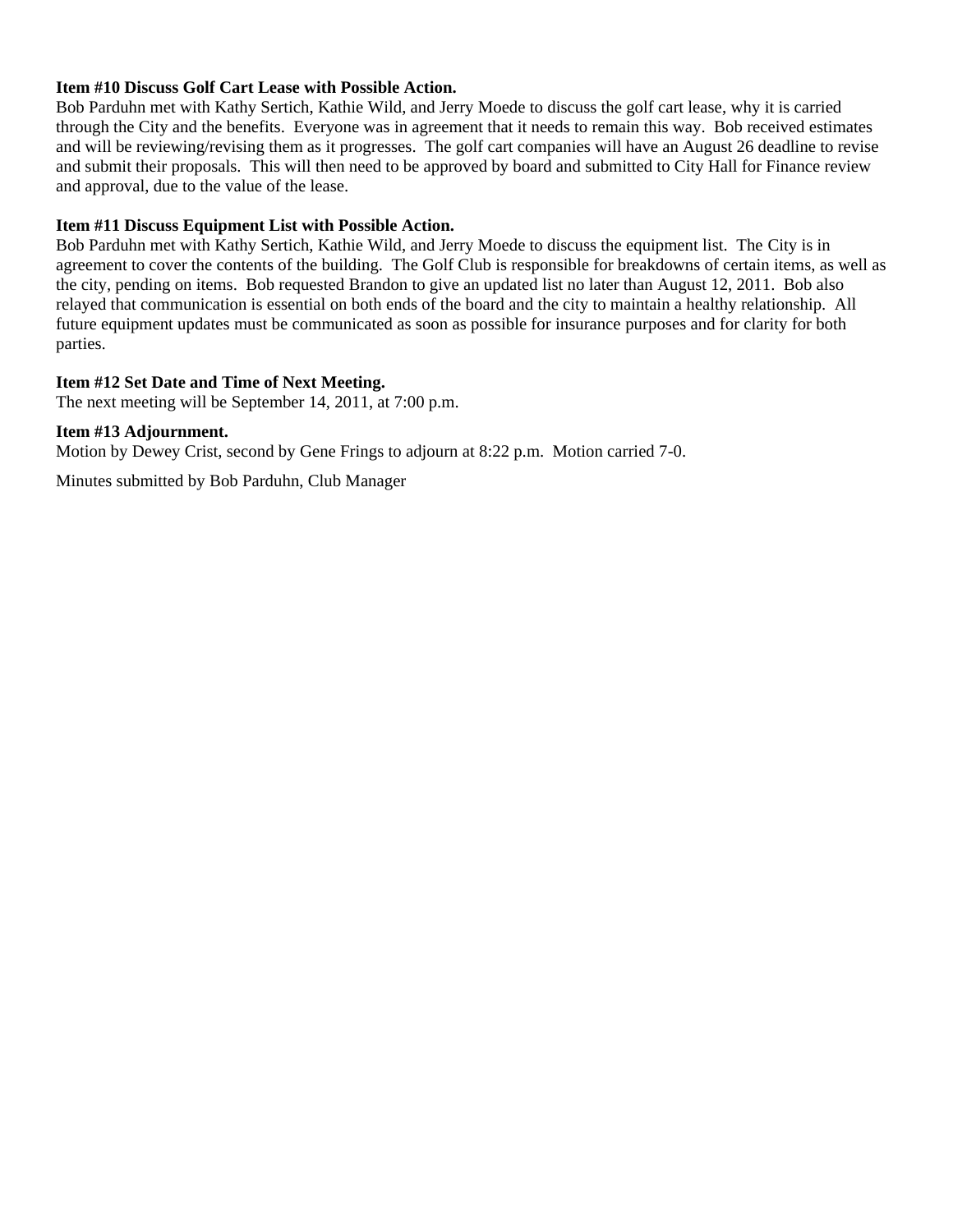**Item #10 Discuss Golf Cart Lease with Possible Action.**
Bob Parduhn met with Kathy Sertich, Kathie Wild, and Jerry Moede to discuss the golf cart lease, why it is carried through the City and the benefits. Everyone was in agreement that it needs to remain this way. Bob received estimates and will be reviewing/revising them as it progresses. The golf cart companies will have an August 26 deadline to revise and submit their proposals. This will then need to be approved by board and submitted to City Hall for Finance review and approval, due to the value of the lease.

**Item #11 Discuss Equipment List with Possible Action.**
Bob Parduhn met with Kathy Sertich, Kathie Wild, and Jerry Moede to discuss the equipment list. The City is in agreement to cover the contents of the building. The Golf Club is responsible for breakdowns of certain items, as well as the city, pending on items. Bob requested Brandon to give an updated list no later than August 12, 2011. Bob also relayed that communication is essential on both ends of the board and the city to maintain a healthy relationship. All future equipment updates must be communicated as soon as possible for insurance purposes and for clarity for both parties.

**Item #12 Set Date and Time of Next Meeting.**
The next meeting will be September 14, 2011, at 7:00 p.m.

**Item #13 Adjournment.**
Motion by Dewey Crist, second by Gene Frings to adjourn at 8:22 p.m. Motion carried 7-0.

Minutes submitted by Bob Parduhn, Club Manager